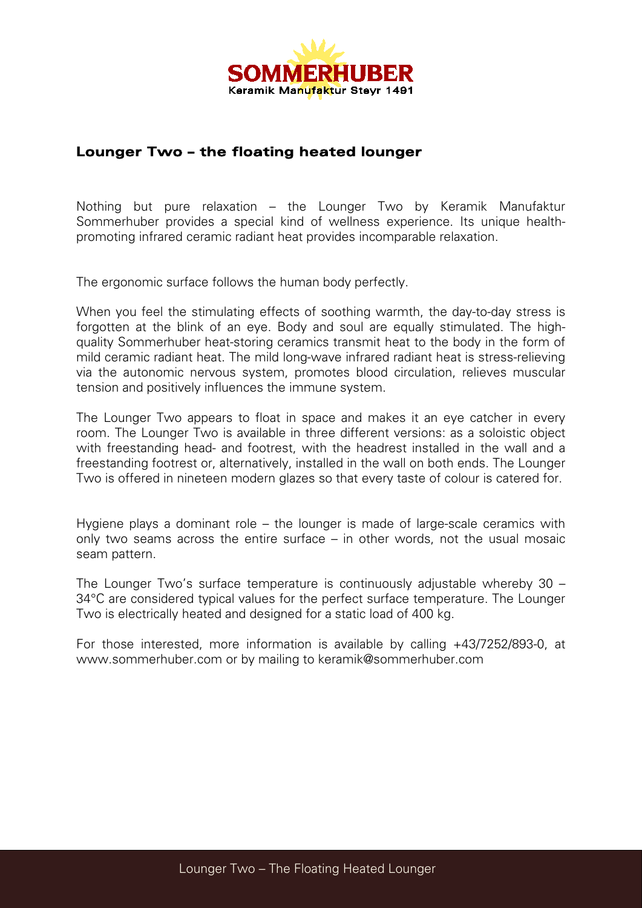# Lounger Two – the floating heated lounger

Nothing but pure relaxation – the Lounger Two by Keramik Manufaktur Sommerhuber provides a special kind of wellness experience. Its unique health-promoting infrared ceramic radiant heat provides incomparable relaxation.

The ergonomic surface follows the human body perfectly.

When you feel the stimulating effects of soothing warmth, the day-to-day stress is forgotten at the blink of an eye. Body and soul are equally stimulated. The high-quality Sommerhuber heat-storing ceramics transmit heat to the body in the form of mild ceramic radiant heat. The mild long-wave infrared radiant heat is stress-relieving via the autonomic nervous system, promotes blood circulation, relieves muscular tension and positively influences the immune system.

The Lounger Two appears to float in space and makes it an eye catcher in every room. The Lounger Two is available in three different versions: as a soloistic object with freestanding head- and footrest, with the headrest installed in the wall and a freestanding footrest or, alternatively, installed in the wall on both ends. The Lounger Two is offered in nineteen modern glazes so that every taste of colour is catered for.

Hygiene plays a dominant role – the lounger is made of large-scale ceramics with only two seams across the entire surface – in other words, not the usual mosaic seam pattern.

The Lounger Two's surface temperature is continuously adjustable whereby 30 – 34°C are considered typical values for the perfect surface temperature. The Lounger Two is electrically heated and designed for a static load of 400 kg.

For those interested, more information is available by calling +43/7252/893-0, at www.sommerhuber.com or by mailing to keramik@sommerhuber.com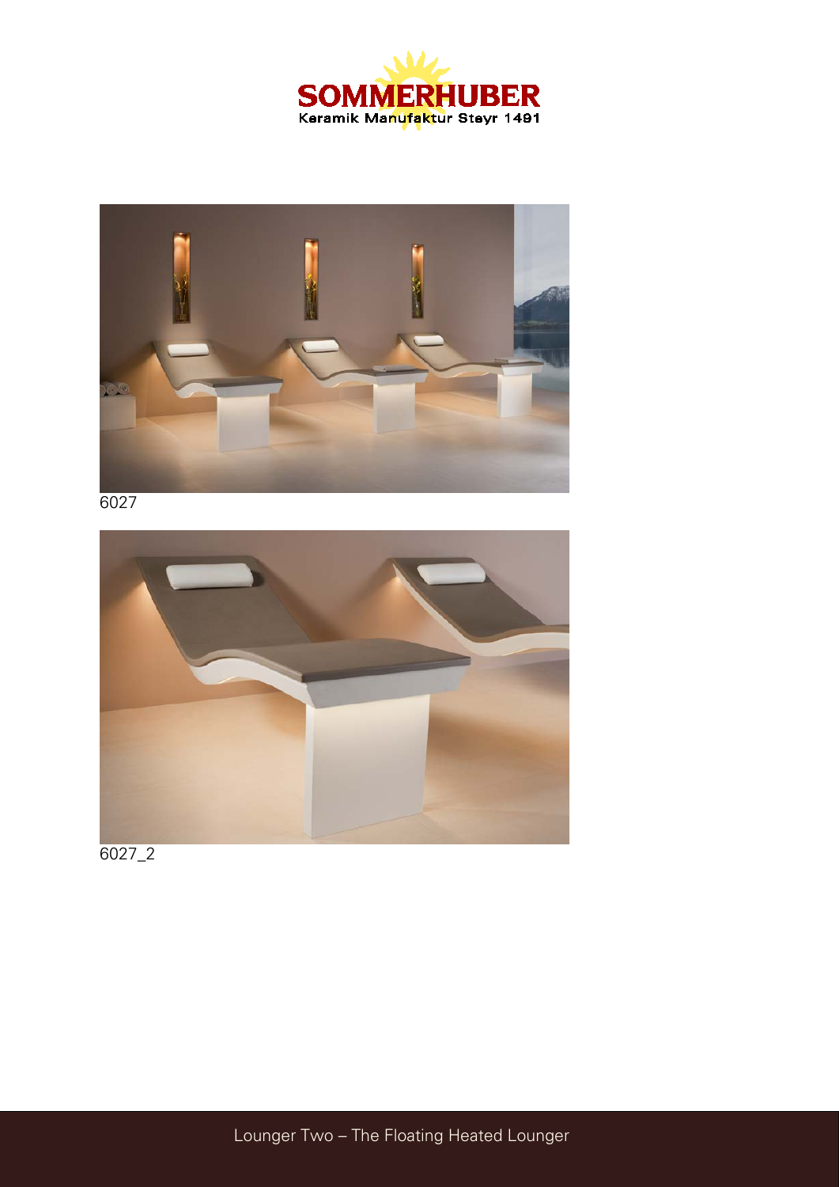6027

6027_2